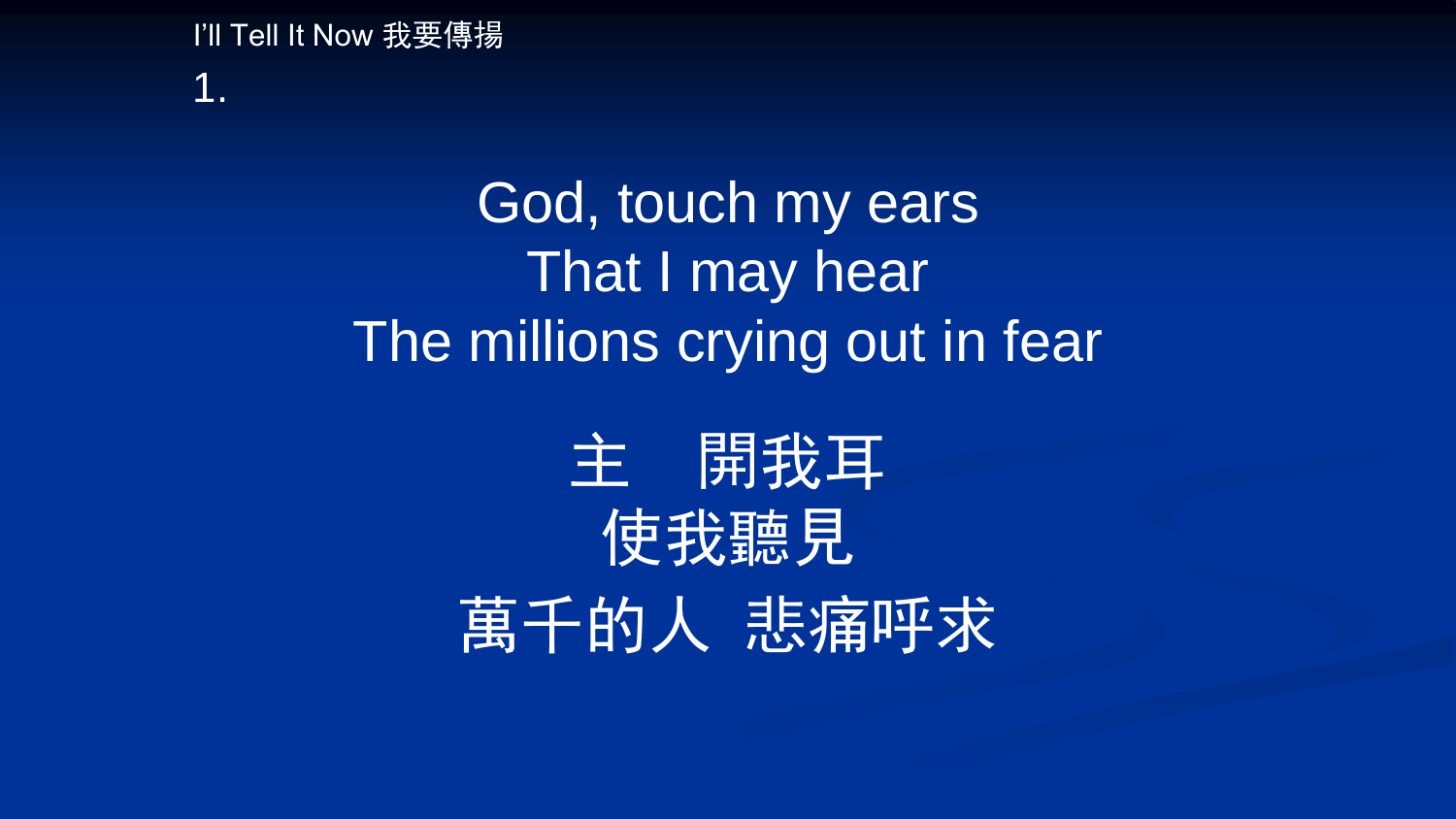I'll Tell It Now 我要傳揚

1.

God, touch my ears
That I may hear
The millions crying out in fear

主　開我耳
使我聽見
萬千的人 悲痛呼求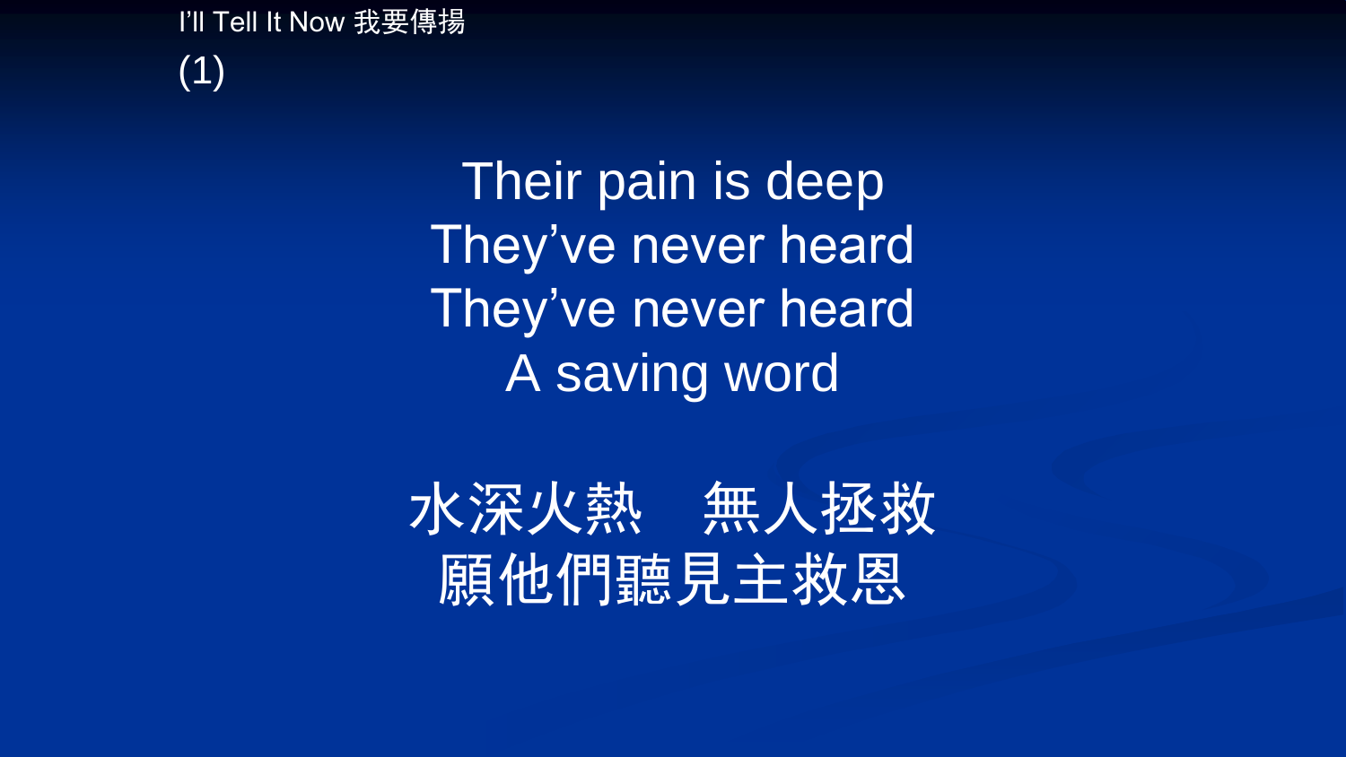I'll Tell It Now 我要傳揚

(1)

Their pain is deep
They've never heard
They've never heard
A saving word

水深火熱　無人拯救
願他們聽見主救恩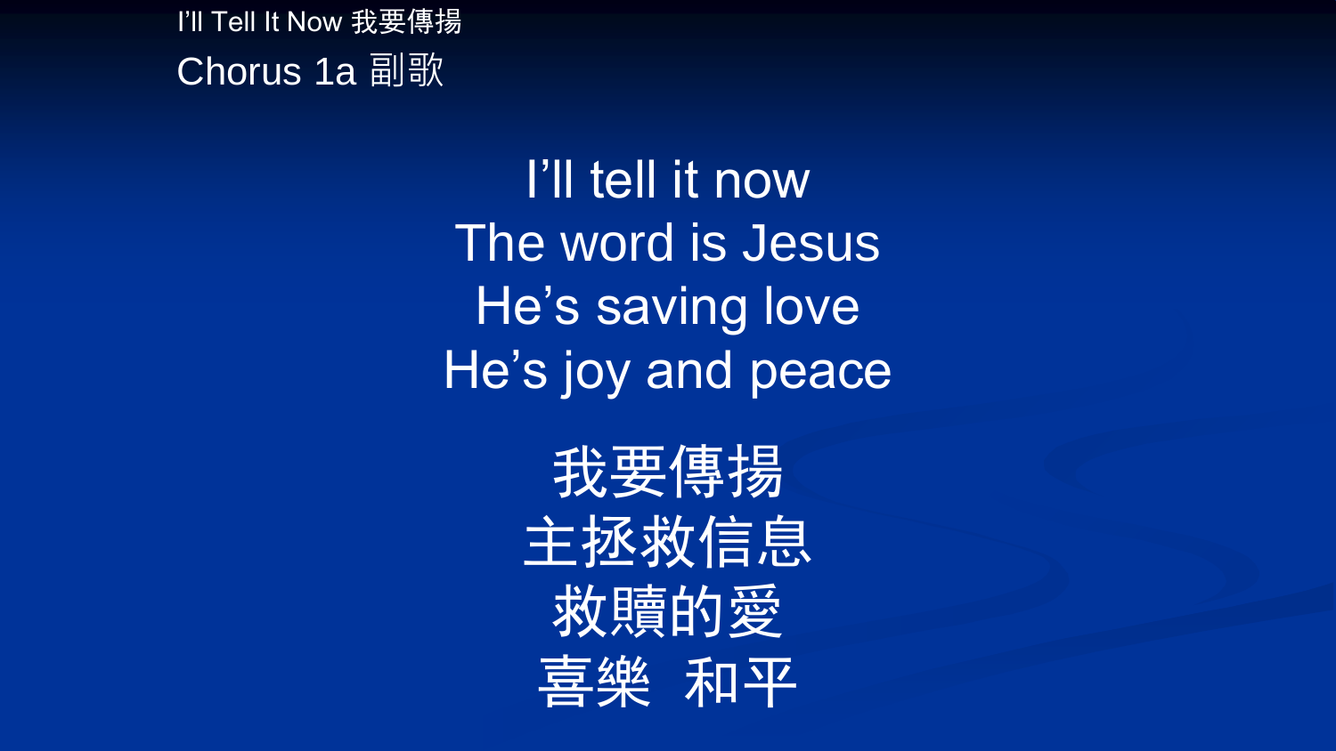I'll Tell It Now 我要傳揚

Chorus 1a 副歌

I'll tell it now
The word is Jesus
He's saving love
He's joy and peace

我要傳揚
主拯救信息
救贖的愛
喜樂 和平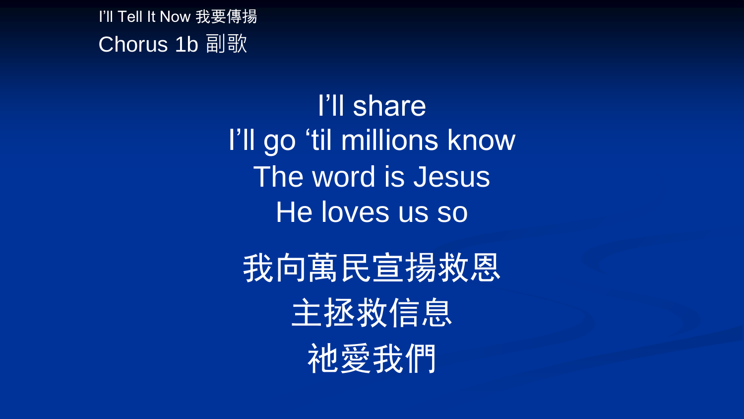I'll Tell It Now 我要傳揚

Chorus 1b 副歌

I'll share
I'll go 'til millions know
The word is Jesus
He loves us so

我向萬民宣揚救恩
主拯救信息
祂愛我們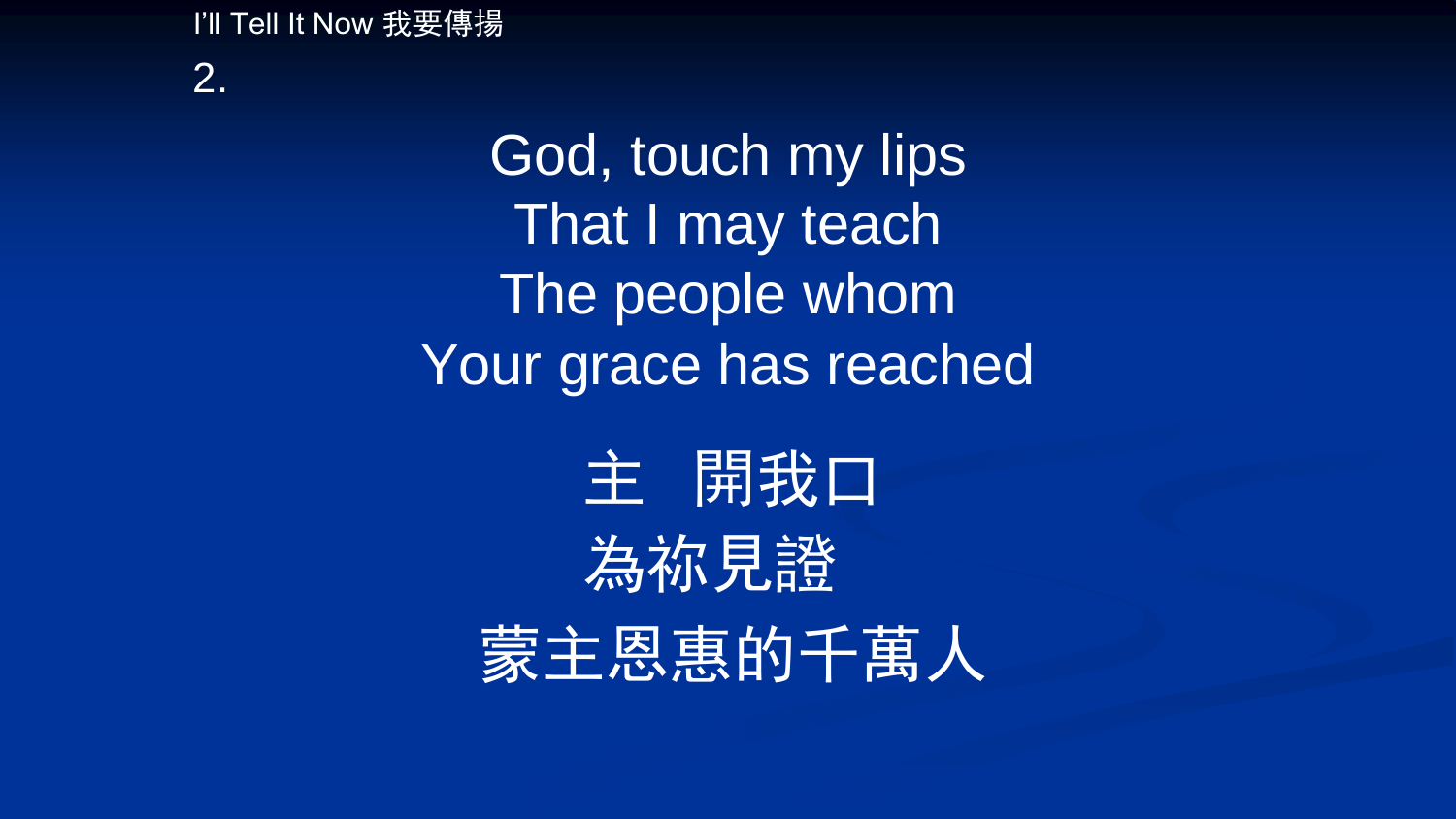I'll Tell It Now 我要傳揚

2.

God, touch my lips
That I may teach
The people whom
Your grace has reached

主　開我口
為祢見證
蒙主恩惠的千萬人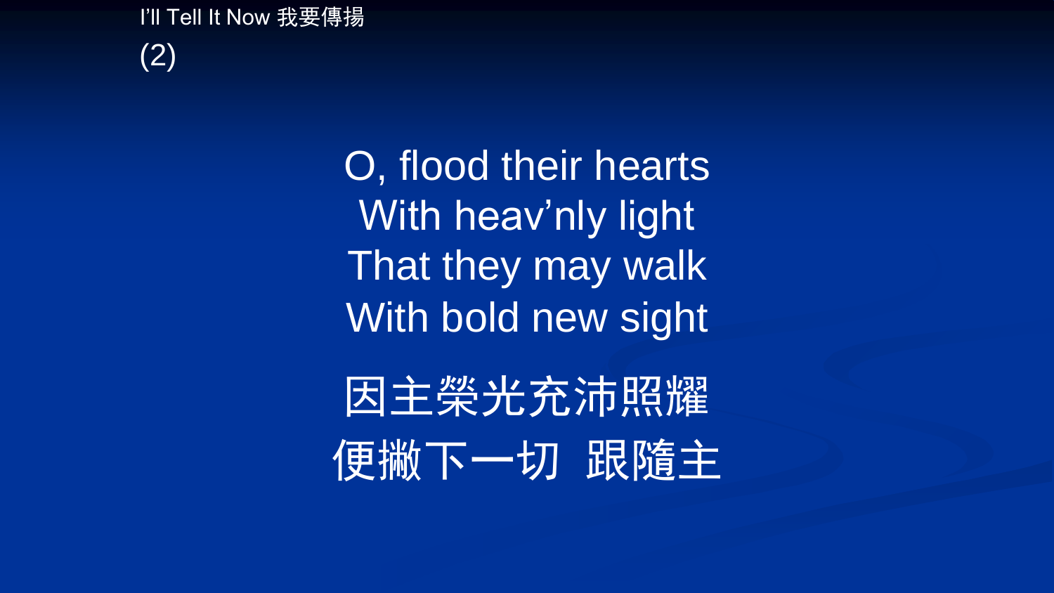I'll Tell It Now 我要傳揚

(2)

O, flood their hearts
With heav'nly light
That they may walk
With bold new sight

因主榮光充沛照耀
便撇下一切 跟隨主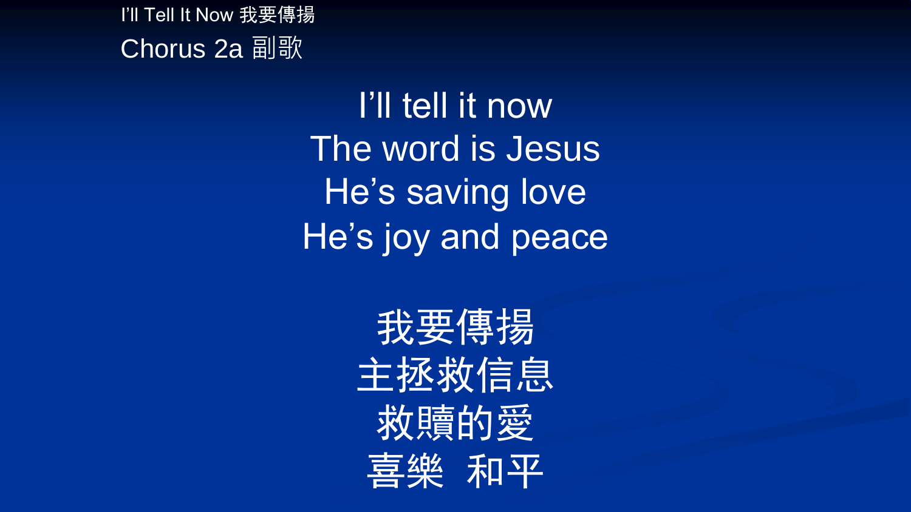I'll Tell It Now 我要傳揚

Chorus 2a 副歌

I'll tell it now
The word is Jesus
He's saving love
He's joy and peace

我要傳揚
主拯救信息
救贖的愛
喜樂  和平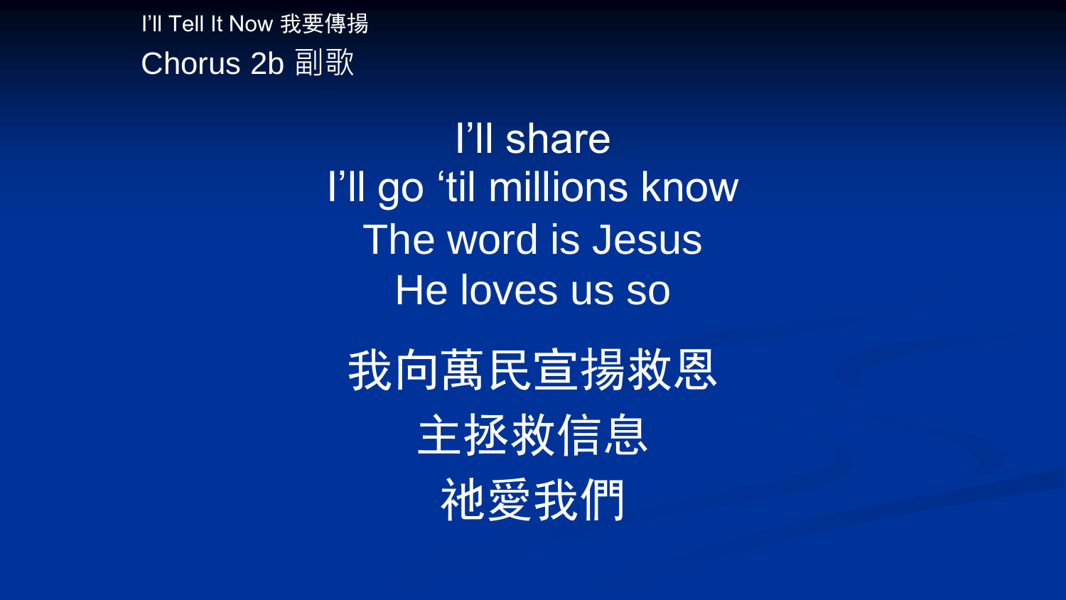I'll Tell It Now 我要傳揚

Chorus 2b 副歌

I'll share
I'll go 'til millions know
The word is Jesus
He loves us so

我向萬民宣揚救恩
主拯救信息
祂愛我們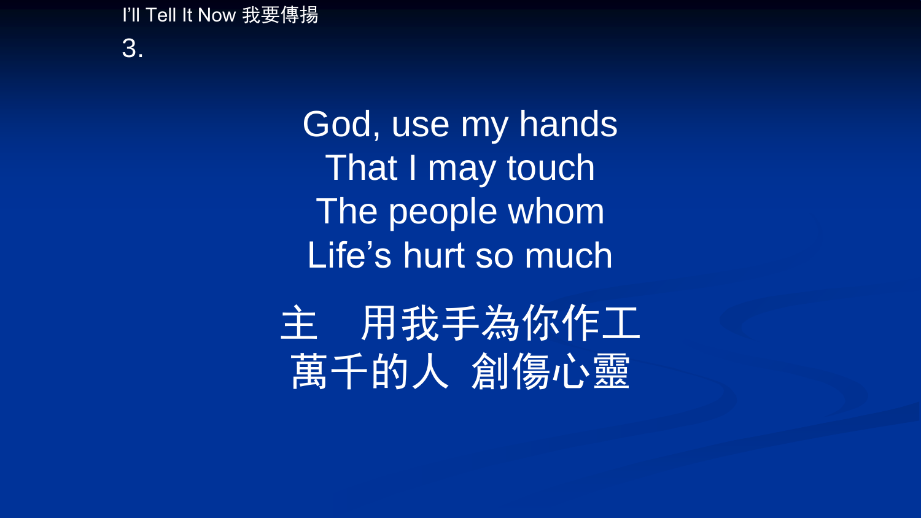I'll Tell It Now 我要傳揚

3.

God, use my hands
That I may touch
The people whom
Life's hurt so much

主　用我手為你作工
萬千的人 創傷心靈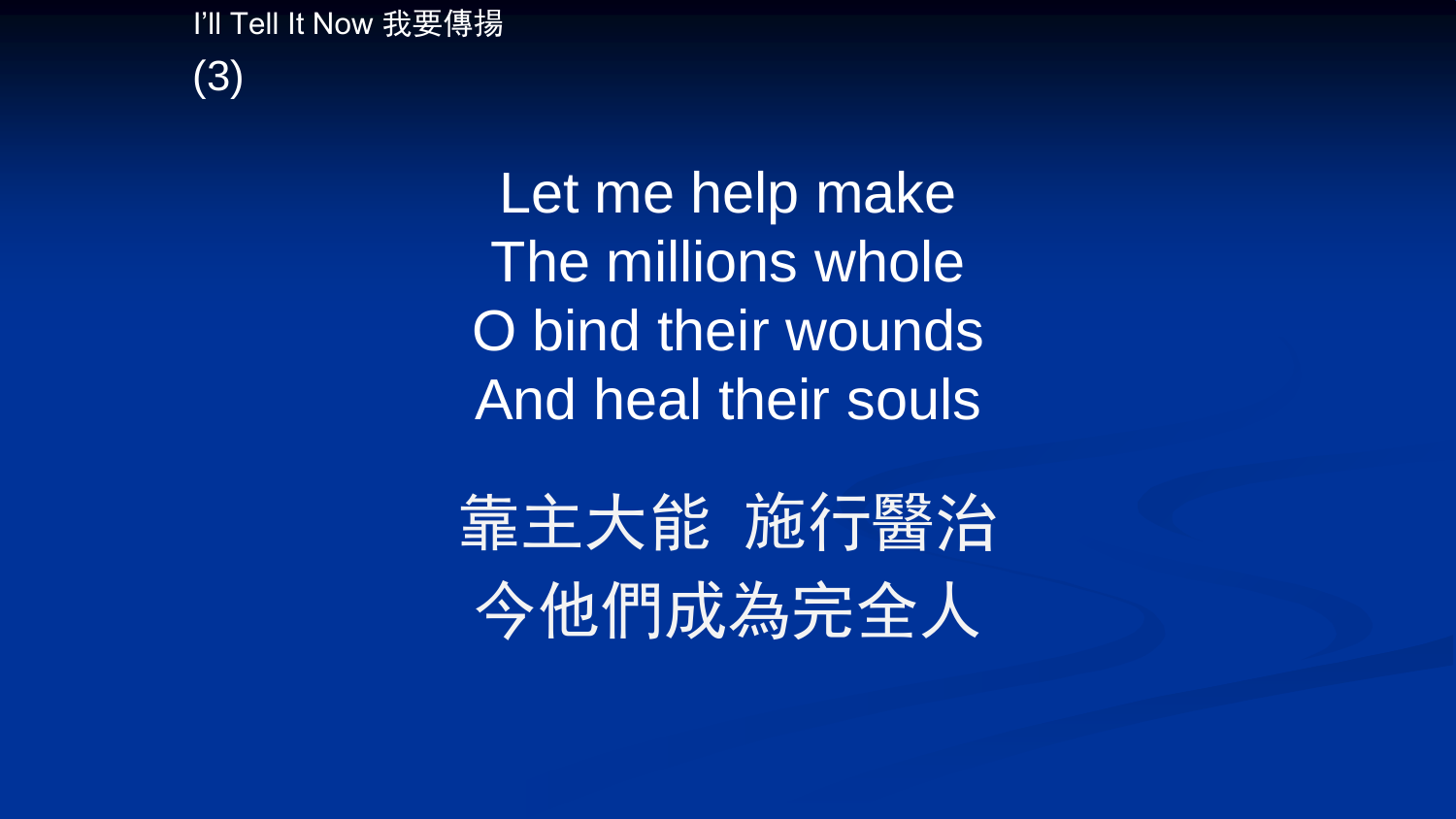I'll Tell It Now 我要傳揚

(3)

Let me help make
The millions whole
O bind their wounds
And heal their souls

靠主大能 施行醫治
令他們成為完全人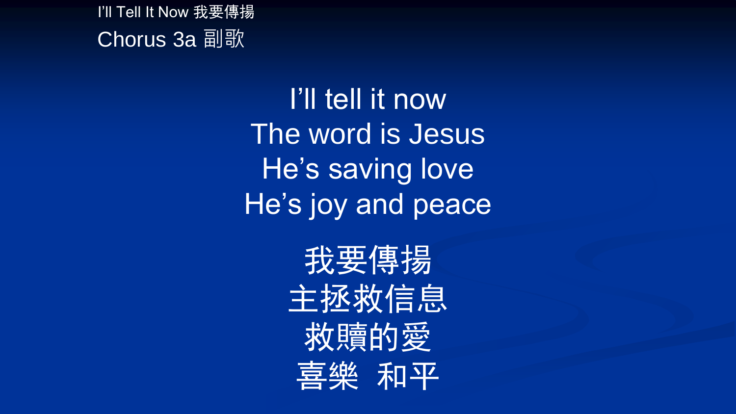I'll Tell It Now 我要傳揚

## Chorus 3a 副歌

I'll tell it now
The word is Jesus
He's saving love
He's joy and peace

我要傳揚
主拯救信息
救贖的愛
喜樂 和平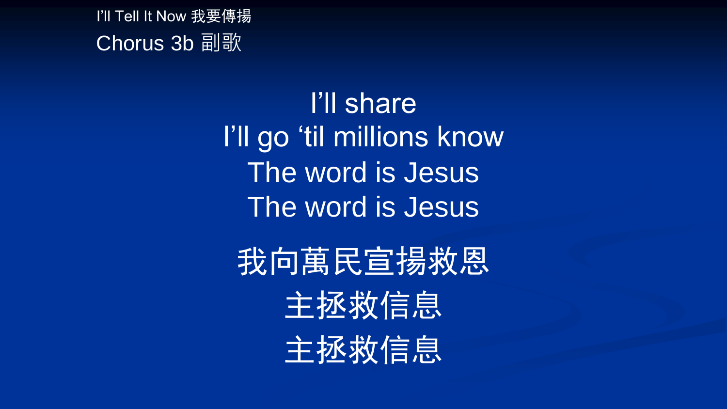I'll Tell It Now 我要傳揚

## Chorus 3b 副歌

I'll share
I'll go 'til millions know
The word is Jesus
The word is Jesus

我向萬民宣揚救恩
主拯救信息
主拯救信息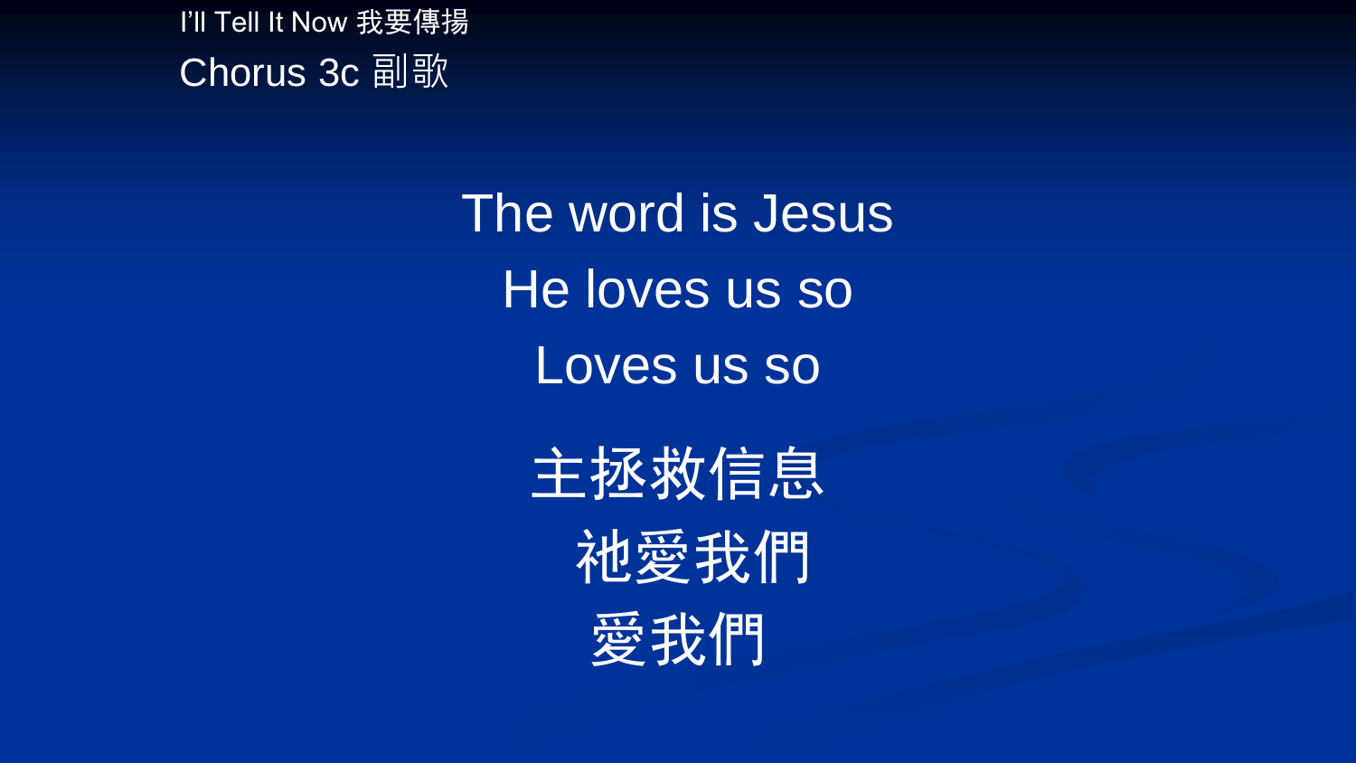I'll Tell It Now 我要傳揚

Chorus 3c 副歌

The word is Jesus

He loves us so

Loves us so

主拯救信息

祂愛我們

愛我們